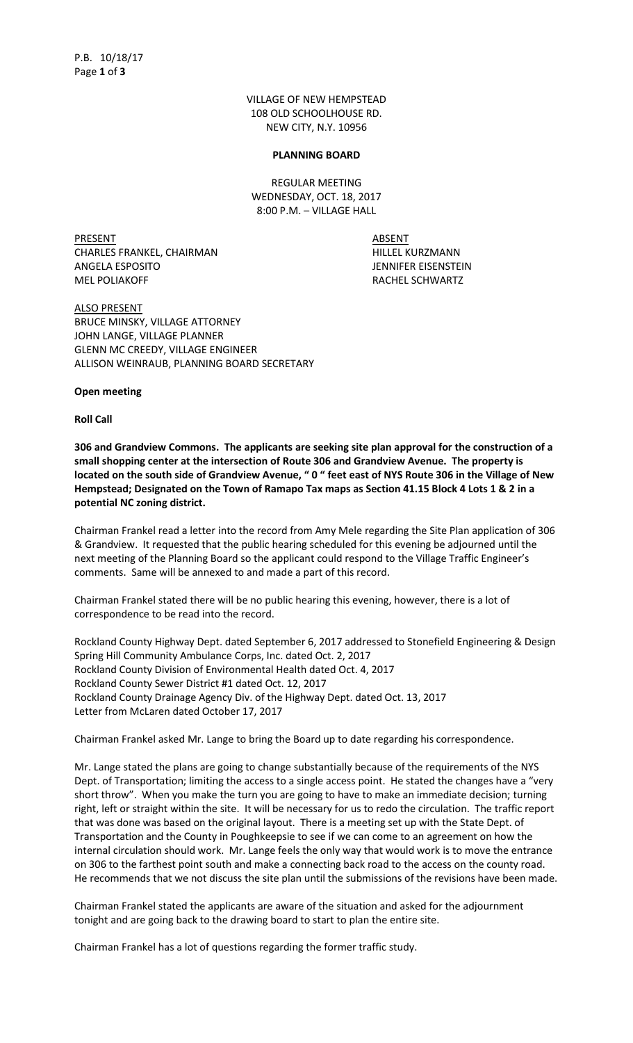VILLAGE OF NEW HEMPSTEAD
108 OLD SCHOOLHOUSE RD.
NEW CITY, N.Y. 10956

**PLANNING BOARD**

REGULAR MEETING
WEDNESDAY, OCT. 18, 2017
8:00 P.M. – VILLAGE HALL

| PRESENT | ABSENT |
|---|---|
| CHARLES FRANKEL, CHAIRMAN | HILLEL KURZMANN |
| ANGELA ESPOSITO | JENNIFER EISENSTEIN |
| MEL POLIAKOFF | RACHEL SCHWARTZ |

ALSO PRESENT
BRUCE MINSKY, VILLAGE ATTORNEY
JOHN LANGE, VILLAGE PLANNER
GLENN MC CREEDY, VILLAGE ENGINEER
ALLISON WEINRAUB, PLANNING BOARD SECRETARY

**Open meeting**

**Roll Call**

**306 and Grandview Commons. The applicants are seeking site plan approval for the construction of a small shopping center at the intersection of Route 306 and Grandview Avenue. The property is located on the south side of Grandview Avenue, " 0 " feet east of NYS Route 306 in the Village of New Hempstead; Designated on the Town of Ramapo Tax maps as Section 41.15 Block 4 Lots 1 & 2 in a potential NC zoning district.**

Chairman Frankel read a letter into the record from Amy Mele regarding the Site Plan application of 306 & Grandview. It requested that the public hearing scheduled for this evening be adjourned until the next meeting of the Planning Board so the applicant could respond to the Village Traffic Engineer's comments. Same will be annexed to and made a part of this record.

Chairman Frankel stated there will be no public hearing this evening, however, there is a lot of correspondence to be read into the record.

Rockland County Highway Dept. dated September 6, 2017 addressed to Stonefield Engineering & Design
Spring Hill Community Ambulance Corps, Inc. dated Oct. 2, 2017
Rockland County Division of Environmental Health dated Oct. 4, 2017
Rockland County Sewer District #1 dated Oct. 12, 2017
Rockland County Drainage Agency Div. of the Highway Dept. dated Oct. 13, 2017
Letter from McLaren dated October 17, 2017

Chairman Frankel asked Mr. Lange to bring the Board up to date regarding his correspondence.

Mr. Lange stated the plans are going to change substantially because of the requirements of the NYS Dept. of Transportation; limiting the access to a single access point. He stated the changes have a "very short throw". When you make the turn you are going to have to make an immediate decision; turning right, left or straight within the site. It will be necessary for us to redo the circulation. The traffic report that was done was based on the original layout. There is a meeting set up with the State Dept. of Transportation and the County in Poughkeepsie to see if we can come to an agreement on how the internal circulation should work. Mr. Lange feels the only way that would work is to move the entrance on 306 to the farthest point south and make a connecting back road to the access on the county road. He recommends that we not discuss the site plan until the submissions of the revisions have been made.

Chairman Frankel stated the applicants are aware of the situation and asked for the adjournment tonight and are going back to the drawing board to start to plan the entire site.

Chairman Frankel has a lot of questions regarding the former traffic study.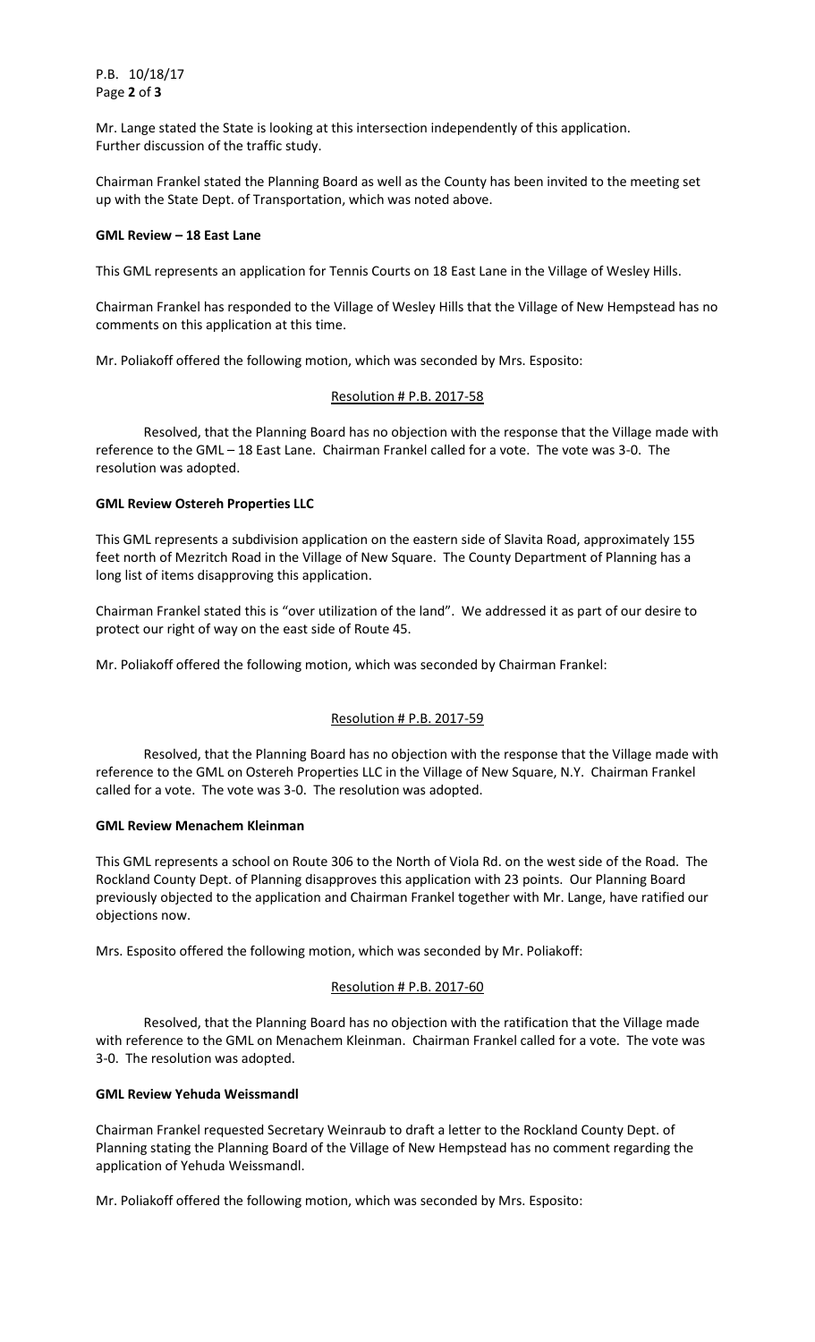Mr. Lange stated the State is looking at this intersection independently of this application. Further discussion of the traffic study.

Chairman Frankel stated the Planning Board as well as the County has been invited to the meeting set up with the State Dept. of Transportation, which was noted above.

**GML Review – 18 East Lane**

This GML represents an application for Tennis Courts on 18 East Lane in the Village of Wesley Hills.

Chairman Frankel has responded to the Village of Wesley Hills that the Village of New Hempstead has no comments on this application at this time.

Mr. Poliakoff offered the following motion, which was seconded by Mrs. Esposito:

Resolution # P.B. 2017-58

Resolved, that the Planning Board has no objection with the response that the Village made with reference to the GML – 18 East Lane. Chairman Frankel called for a vote. The vote was 3-0. The resolution was adopted.

**GML Review Ostereh Properties LLC**

This GML represents a subdivision application on the eastern side of Slavita Road, approximately 155 feet north of Mezritch Road in the Village of New Square. The County Department of Planning has a long list of items disapproving this application.

Chairman Frankel stated this is "over utilization of the land". We addressed it as part of our desire to protect our right of way on the east side of Route 45.

Mr. Poliakoff offered the following motion, which was seconded by Chairman Frankel:

Resolution # P.B. 2017-59

Resolved, that the Planning Board has no objection with the response that the Village made with reference to the GML on Ostereh Properties LLC in the Village of New Square, N.Y. Chairman Frankel called for a vote. The vote was 3-0. The resolution was adopted.

**GML Review Menachem Kleinman**

This GML represents a school on Route 306 to the North of Viola Rd. on the west side of the Road. The Rockland County Dept. of Planning disapproves this application with 23 points. Our Planning Board previously objected to the application and Chairman Frankel together with Mr. Lange, have ratified our objections now.

Mrs. Esposito offered the following motion, which was seconded by Mr. Poliakoff:

Resolution # P.B. 2017-60

Resolved, that the Planning Board has no objection with the ratification that the Village made with reference to the GML on Menachem Kleinman. Chairman Frankel called for a vote. The vote was 3-0. The resolution was adopted.

**GML Review Yehuda Weissmandl**

Chairman Frankel requested Secretary Weinraub to draft a letter to the Rockland County Dept. of Planning stating the Planning Board of the Village of New Hempstead has no comment regarding the application of Yehuda Weissmandl.

Mr. Poliakoff offered the following motion, which was seconded by Mrs. Esposito: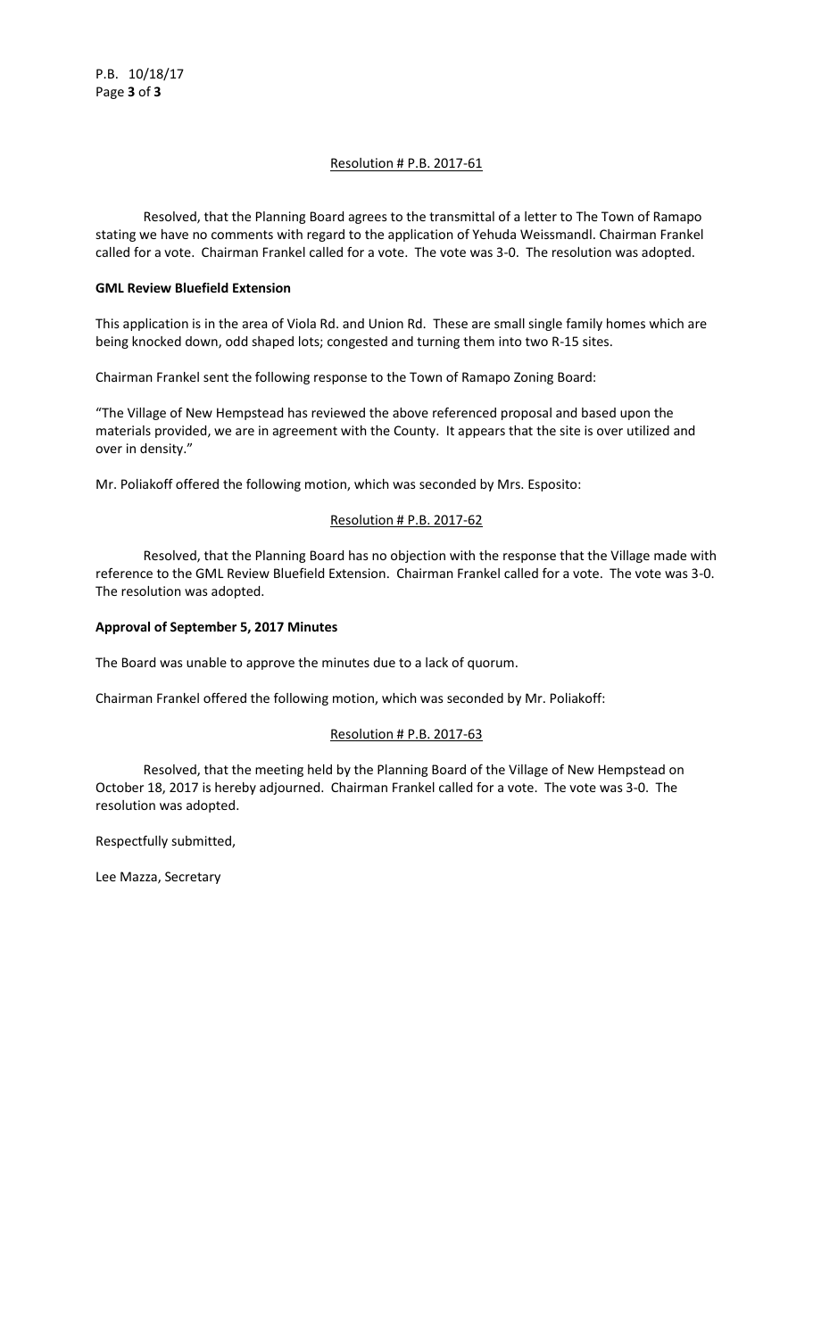Resolution # P.B. 2017-61

Resolved, that the Planning Board agrees to the transmittal of a letter to The Town of Ramapo stating we have no comments with regard to the application of Yehuda Weissmandl. Chairman Frankel called for a vote. Chairman Frankel called for a vote. The vote was 3-0. The resolution was adopted.

**GML Review Bluefield Extension**

This application is in the area of Viola Rd. and Union Rd. These are small single family homes which are being knocked down, odd shaped lots; congested and turning them into two R-15 sites.

Chairman Frankel sent the following response to the Town of Ramapo Zoning Board:

"The Village of New Hempstead has reviewed the above referenced proposal and based upon the materials provided, we are in agreement with the County. It appears that the site is over utilized and over in density."

Mr. Poliakoff offered the following motion, which was seconded by Mrs. Esposito:

Resolution # P.B. 2017-62

Resolved, that the Planning Board has no objection with the response that the Village made with reference to the GML Review Bluefield Extension. Chairman Frankel called for a vote. The vote was 3-0. The resolution was adopted.

**Approval of September 5, 2017 Minutes**

The Board was unable to approve the minutes due to a lack of quorum.

Chairman Frankel offered the following motion, which was seconded by Mr. Poliakoff:

Resolution # P.B. 2017-63

Resolved, that the meeting held by the Planning Board of the Village of New Hempstead on October 18, 2017 is hereby adjourned. Chairman Frankel called for a vote. The vote was 3-0. The resolution was adopted.

Respectfully submitted,

Lee Mazza, Secretary